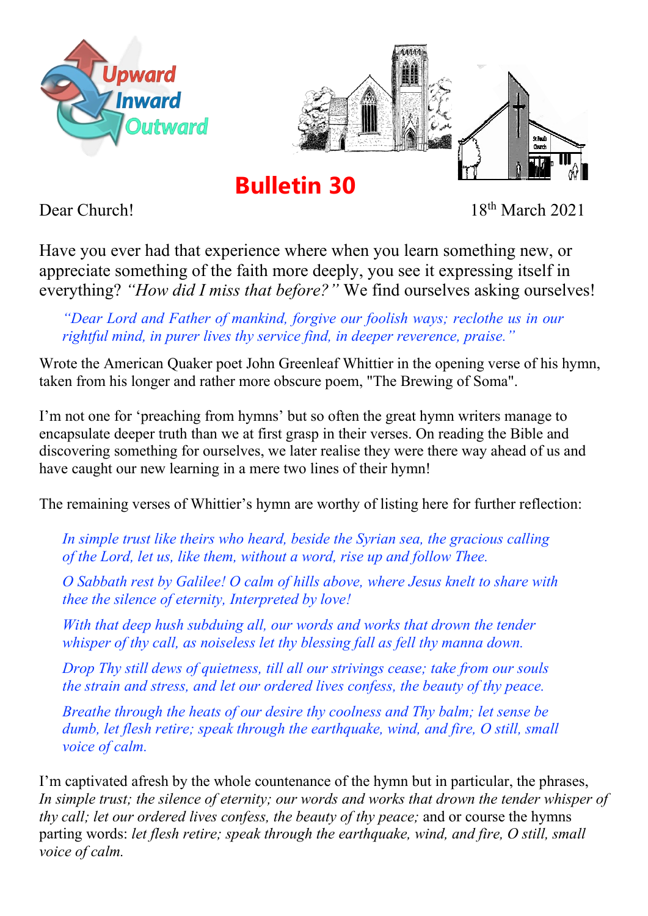Upward
Inward
Outward

# Bulletin 30

Dear Church! 18th March 2021

Have you ever had that experience where when you learn something new, or appreciate something of the faith more deeply, you see it expressing itself in everything? *"How did I miss that before?"* We find ourselves asking ourselves!

> *"Dear Lord and Father of mankind, forgive our foolish ways; reclothe us in our rightful mind, in purer lives thy service find, in deeper reverence, praise."*

Wrote the American Quaker poet John Greenleaf Whittier in the opening verse of his hymn, taken from his longer and rather more obscure poem, "The Brewing of Soma".

I'm not one for 'preaching from hymns' but so often the great hymn writers manage to encapsulate deeper truth than we at first grasp in their verses. On reading the Bible and discovering something for ourselves, we later realise they were there way ahead of us and have caught our new learning in a mere two lines of their hymn!

The remaining verses of Whittier's hymn are worthy of listing here for further reflection:

> *In simple trust like theirs who heard, beside the Syrian sea, the gracious calling of the Lord, let us, like them, without a word, rise up and follow Thee.*
>
> *O Sabbath rest by Galilee! O calm of hills above, where Jesus knelt to share with thee the silence of eternity, Interpreted by love!*
>
> *With that deep hush subduing all, our words and works that drown the tender whisper of thy call, as noiseless let thy blessing fall as fell thy manna down.*
>
> *Drop Thy still dews of quietness, till all our strivings cease; take from our souls the strain and stress, and let our ordered lives confess, the beauty of thy peace.*
>
> *Breathe through the heats of our desire thy coolness and Thy balm; let sense be dumb, let flesh retire; speak through the earthquake, wind, and fire, O still, small voice of calm.*

I'm captivated afresh by the whole countenance of the hymn but in particular, the phrases, *In simple trust; the silence of eternity; our words and works that drown the tender whisper of thy call; let our ordered lives confess, the beauty of thy peace;* and or course the hymns parting words: *let flesh retire; speak through the earthquake, wind, and fire, O still, small voice of calm.*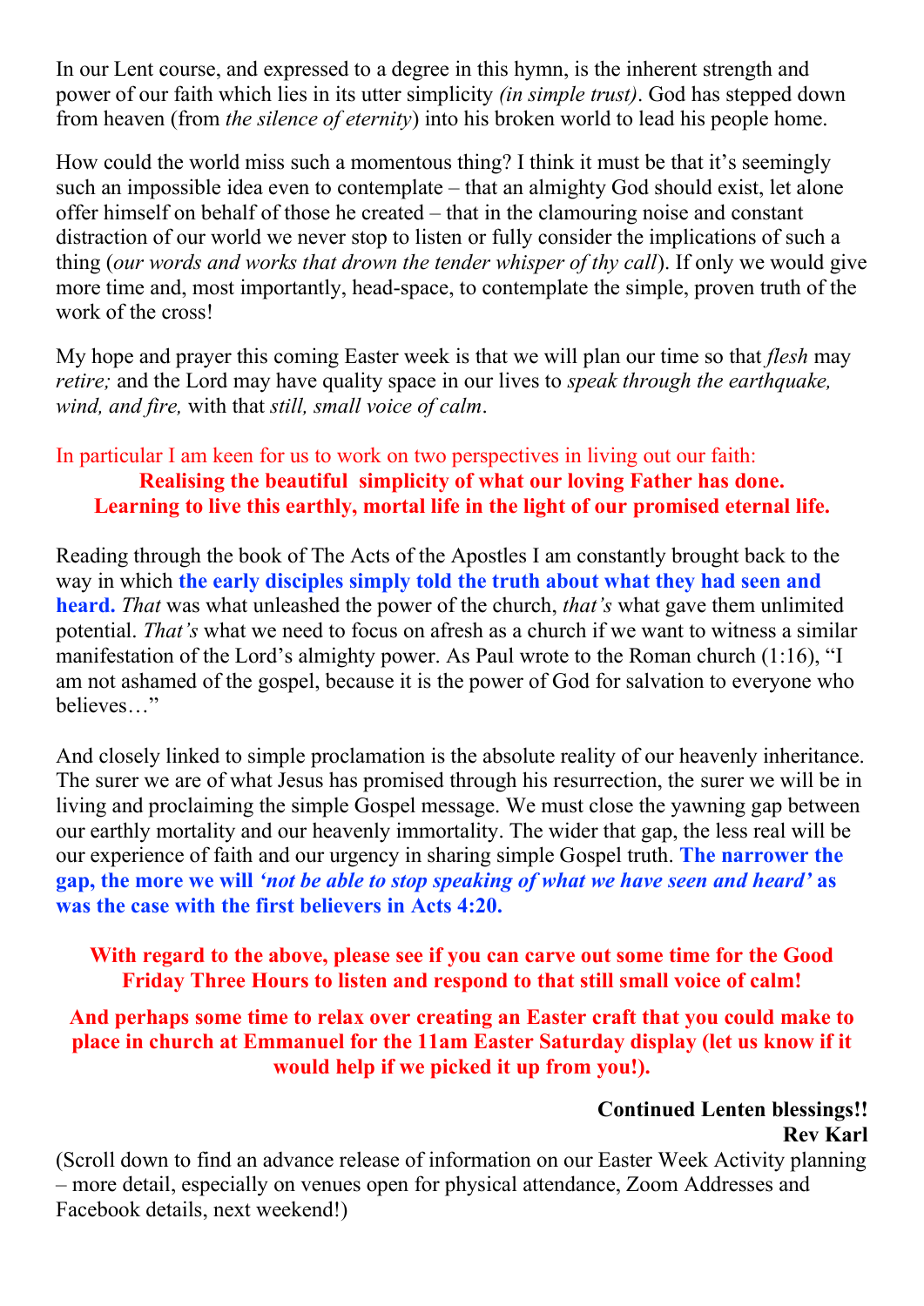In our Lent course, and expressed to a degree in this hymn, is the inherent strength and power of our faith which lies in its utter simplicity *(in simple trust)*. God has stepped down from heaven (from *the silence of eternity*) into his broken world to lead his people home.

How could the world miss such a momentous thing? I think it must be that it's seemingly such an impossible idea even to contemplate – that an almighty God should exist, let alone offer himself on behalf of those he created – that in the clamouring noise and constant distraction of our world we never stop to listen or fully consider the implications of such a thing (*our words and works that drown the tender whisper of thy call*). If only we would give more time and, most importantly, head-space, to contemplate the simple, proven truth of the work of the cross!

My hope and prayer this coming Easter week is that we will plan our time so that *flesh* may *retire;* and the Lord may have quality space in our lives to *speak through the earthquake, wind, and fire,* with that *still, small voice of calm*.

In particular I am keen for us to work on two perspectives in living out our faith:

**Realising the beautiful simplicity of what our loving Father has done.**

**Learning to live this earthly, mortal life in the light of our promised eternal life.**

Reading through the book of The Acts of the Apostles I am constantly brought back to the way in which **the early disciples simply told the truth about what they had seen and heard.** *That* was what unleashed the power of the church, *that's* what gave them unlimited potential. *That's* what we need to focus on afresh as a church if we want to witness a similar manifestation of the Lord's almighty power. As Paul wrote to the Roman church (1:16), "I am not ashamed of the gospel, because it is the power of God for salvation to everyone who believes…"

And closely linked to simple proclamation is the absolute reality of our heavenly inheritance. The surer we are of what Jesus has promised through his resurrection, the surer we will be in living and proclaiming the simple Gospel message. We must close the yawning gap between our earthly mortality and our heavenly immortality. The wider that gap, the less real will be our experience of faith and our urgency in sharing simple Gospel truth. **The narrower the gap, the more we will *'not be able to stop speaking of what we have seen and heard'* as was the case with the first believers in Acts 4:20.**

**With regard to the above, please see if you can carve out some time for the Good Friday Three Hours to listen and respond to that still small voice of calm!**

**And perhaps some time to relax over creating an Easter craft that you could make to place in church at Emmanuel for the 11am Easter Saturday display (let us know if it would help if we picked it up from you!).**

**Continued Lenten blessings!!**
**Rev Karl**

(Scroll down to find an advance release of information on our Easter Week Activity planning – more detail, especially on venues open for physical attendance, Zoom Addresses and Facebook details, next weekend!)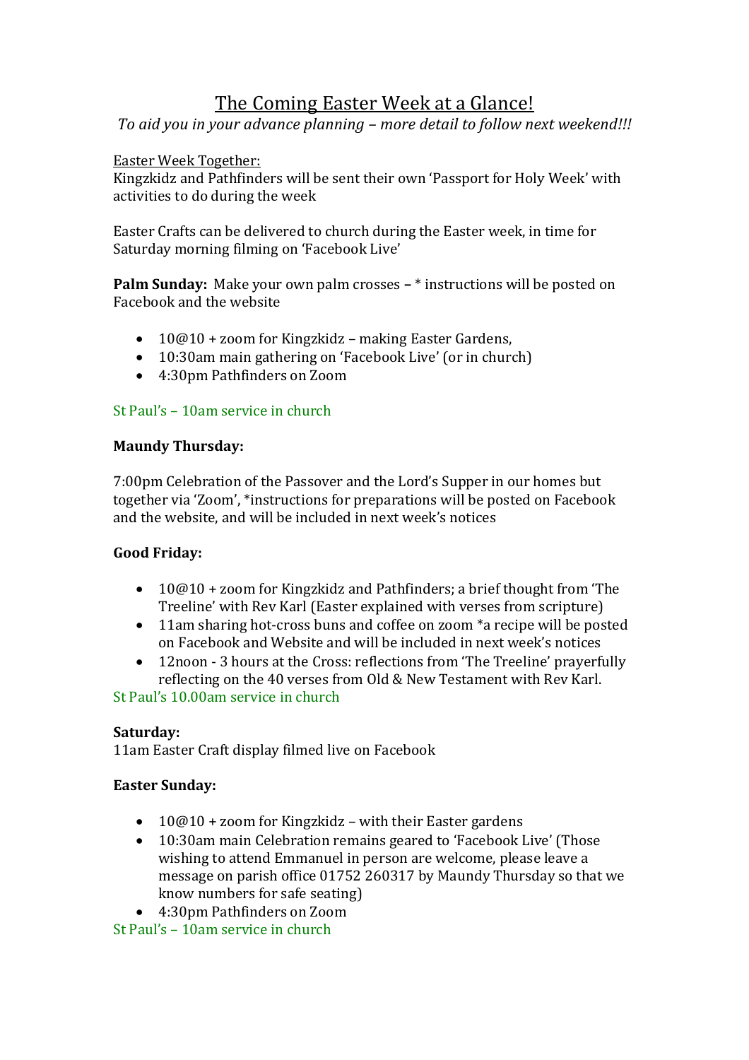# The Coming Easter Week at a Glance!

*To aid you in your advance planning – more detail to follow next weekend!!!*

Easter Week Together:
Kingzkidz and Pathfinders will be sent their own 'Passport for Holy Week' with activities to do during the week

Easter Crafts can be delivered to church during the Easter week, in time for Saturday morning filming on 'Facebook Live'

**Palm Sunday:** Make your own palm crosses – * instructions will be posted on Facebook and the website

- 10@10 + zoom for Kingzkidz – making Easter Gardens,
- 10:30am main gathering on 'Facebook Live' (or in church)
- 4:30pm Pathfinders on Zoom

St Paul's – 10am service in church

**Maundy Thursday:**

7:00pm Celebration of the Passover and the Lord's Supper in our homes but together via 'Zoom', *instructions for preparations will be posted on Facebook and the website, and will be included in next week's notices

**Good Friday:**

- 10@10 + zoom for Kingzkidz and Pathfinders; a brief thought from 'The Treeline' with Rev Karl (Easter explained with verses from scripture)
- 11am sharing hot-cross buns and coffee on zoom *a recipe will be posted on Facebook and Website and will be included in next week's notices
- 12noon - 3 hours at the Cross: reflections from 'The Treeline' prayerfully reflecting on the 40 verses from Old & New Testament with Rev Karl.

St Paul's 10.00am service in church

**Saturday:**
11am Easter Craft display filmed live on Facebook

**Easter Sunday:**

- 10@10 + zoom for Kingzkidz – with their Easter gardens
- 10:30am main Celebration remains geared to 'Facebook Live' (Those wishing to attend Emmanuel in person are welcome, please leave a message on parish office 01752 260317 by Maundy Thursday so that we know numbers for safe seating)
- 4:30pm Pathfinders on Zoom

St Paul's – 10am service in church